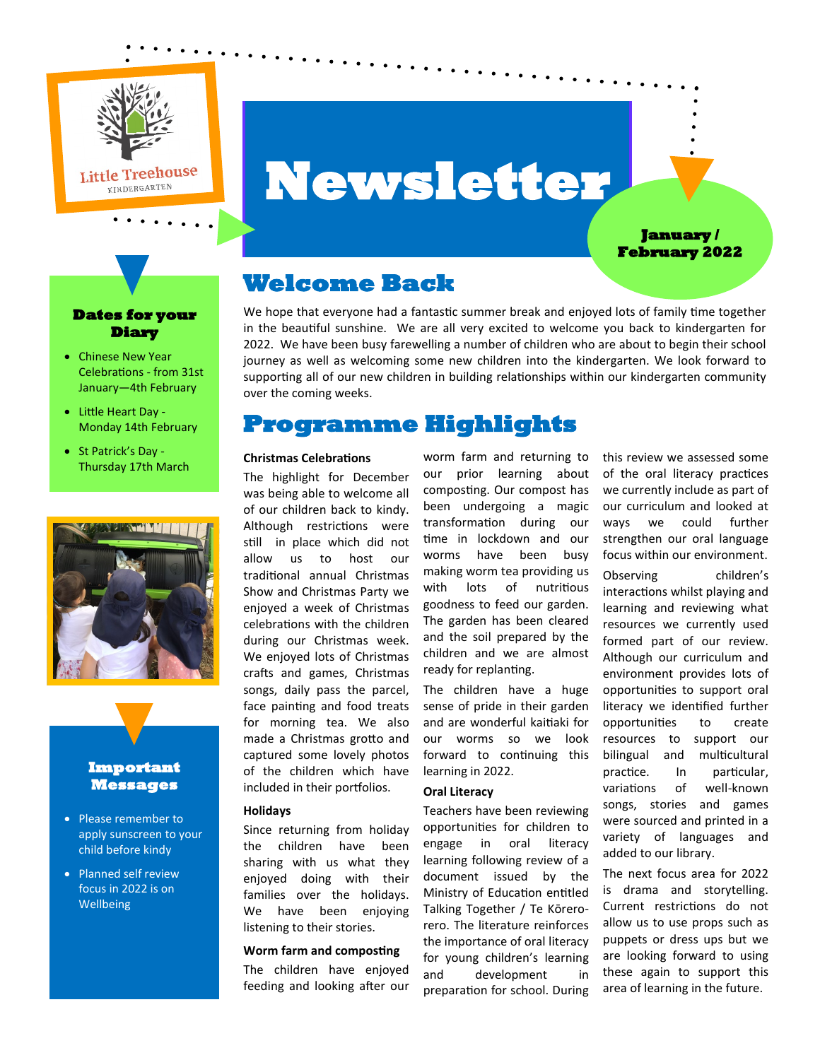Little Treehouse KINDERGARTEN

# Newsletter

**January / February 2022**

## Welcome Back

We hope that everyone had a fantastic summer break and enjoyed lots of family time together in the beautiful sunshine. We are all very excited to welcome you back to kindergarten for 2022. We have been busy farewelling a number of children who are about to begin their school journey as well as welcoming some new children into the kindergarten. We look forward to supporting all of our new children in building relationships within our kindergarten community over the coming weeks.

### Dates for your Diary

- Chinese New Year Celebrations - from 31st January—4th February
- Little Heart Day - Monday 14th February
- St Patrick's Day - Thursday 17th March

### Important Messages

- Please remember to apply sunscreen to your child before kindy
- Planned self review focus in 2022 is on Wellbeing

## Programme Highlights

**Christmas Celebrations**

The highlight for December was being able to welcome all of our children back to kindy. Although restrictions were still in place which did not allow us to host our traditional annual Christmas Show and Christmas Party we enjoyed a week of Christmas celebrations with the children during our Christmas week. We enjoyed lots of Christmas crafts and games, Christmas songs, daily pass the parcel, face painting and food treats for morning tea. We also made a Christmas grotto and captured some lovely photos of the children which have included in their portfolios.

**Holidays**

Since returning from holiday the children have been sharing with us what they enjoyed doing with their families over the holidays. We have been enjoying listening to their stories.

**Worm farm and composting**

The children have enjoyed feeding and looking after our worm farm and returning to our prior learning about composting. Our compost has been undergoing a magic transformation during our time in lockdown and our worms have been busy making worm tea providing us with lots of nutritious goodness to feed our garden. The garden has been cleared and the soil prepared by the children and we are almost ready for replanting.

The children have a huge sense of pride in their garden and are wonderful kaitiaki for our worms so we look forward to continuing this learning in 2022.

**Oral Literacy**

Teachers have been reviewing opportunities for children to engage in oral literacy learning following review of a document issued by the Ministry of Education entitled Talking Together / Te Kōrero-rero. The literature reinforces the importance of oral literacy for young children's learning and development in preparation for school. During this review we assessed some of the oral literacy practices we currently include as part of our curriculum and looked at ways we could further strengthen our oral language focus within our environment.

Observing children's interactions whilst playing and learning and reviewing what resources we currently used formed part of our review. Although our curriculum and environment provides lots of opportunities to support oral literacy we identified further opportunities to create resources to support our bilingual and multicultural practice. In particular, variations of well-known songs, stories and games were sourced and printed in a variety of languages and added to our library.

The next focus area for 2022 is drama and storytelling. Current restrictions do not allow us to use props such as puppets or dress ups but we are looking forward to using these again to support this area of learning in the future.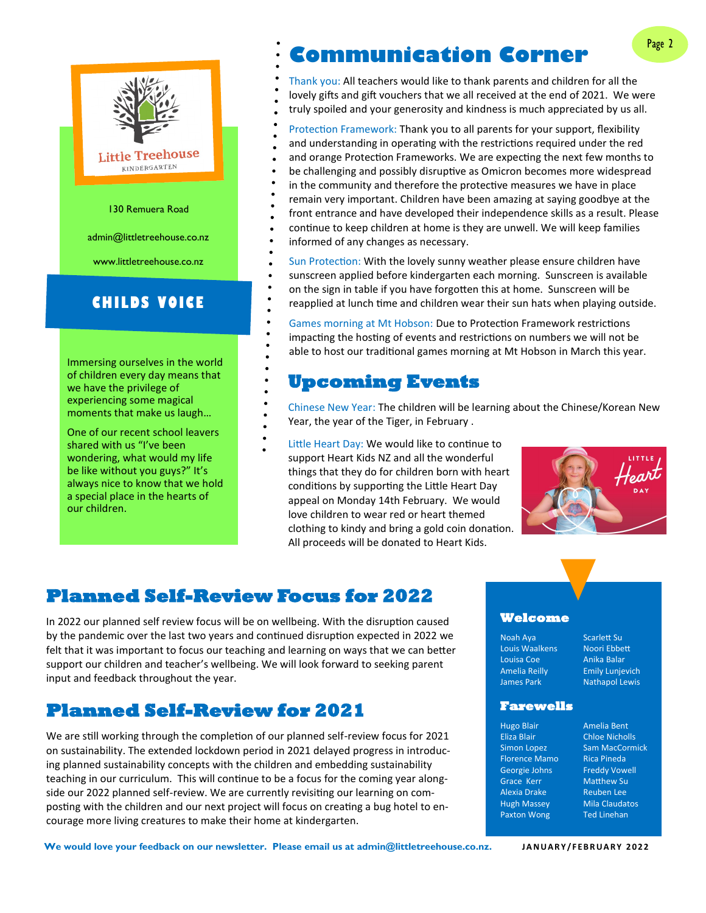Little Treehouse
KINDERGARTEN

130 Remuera Road

admin@littletreehouse.co.nz

www.littletreehouse.co.nz

## CHILDS VOICE

Immersing ourselves in the world of children every day means that we have the privilege of experiencing some magical moments that make us laugh…

One of our recent school leavers shared with us "I've been wondering, what would my life be like without you guys?" It's always nice to know that we hold a special place in the hearts of our children.

# Communication Corner

Thank you: All teachers would like to thank parents and children for all the lovely gifts and gift vouchers that we all received at the end of 2021. We were truly spoiled and your generosity and kindness is much appreciated by us all.

Protection Framework: Thank you to all parents for your support, flexibility and understanding in operating with the restrictions required under the red and orange Protection Frameworks. We are expecting the next few months to be challenging and possibly disruptive as Omicron becomes more widespread in the community and therefore the protective measures we have in place remain very important. Children have been amazing at saying goodbye at the front entrance and have developed their independence skills as a result. Please continue to keep children at home is they are unwell. We will keep families informed of any changes as necessary.

Sun Protection: With the lovely sunny weather please ensure children have sunscreen applied before kindergarten each morning. Sunscreen is available on the sign in table if you have forgotten this at home. Sunscreen will be reapplied at lunch time and children wear their sun hats when playing outside.

Games morning at Mt Hobson: Due to Protection Framework restrictions impacting the hosting of events and restrictions on numbers we will not be able to host our traditional games morning at Mt Hobson in March this year.

# Upcoming Events

Chinese New Year: The children will be learning about the Chinese/Korean New Year, the year of the Tiger, in February .

Little Heart Day: We would like to continue to support Heart Kids NZ and all the wonderful things that they do for children born with heart conditions by supporting the Little Heart Day appeal on Monday 14th February. We would love children to wear red or heart themed clothing to kindy and bring a gold coin donation. All proceeds will be donated to Heart Kids.

# Planned Self-Review Focus for 2022

In 2022 our planned self review focus will be on wellbeing. With the disruption caused by the pandemic over the last two years and continued disruption expected in 2022 we felt that it was important to focus our teaching and learning on ways that we can better support our children and teacher's wellbeing. We will look forward to seeking parent input and feedback throughout the year.

# Planned Self-Review for 2021

We are still working through the completion of our planned self-review focus for 2021 on sustainability. The extended lockdown period in 2021 delayed progress in introducing planned sustainability concepts with the children and embedding sustainability teaching in our curriculum. This will continue to be a focus for the coming year alongside our 2022 planned self-review. We are currently revisiting our learning on composting with the children and our next project will focus on creating a bug hotel to encourage more living creatures to make their home at kindergarten.

## Welcome

Noah Aya
Louis Waalkens
Louisa Coe
Amelia Reilly
James Park
Scarlett Su
Noori Ebbett
Anika Balar
Emily Lunjevich
Nathapol Lewis

## Farewells

Hugo Blair
Eliza Blair
Simon Lopez
Florence Mamo
Georgie Johns
Grace Kerr
Alexia Drake
Hugh Massey
Paxton Wong
Amelia Bent
Chloe Nicholls
Sam MacCormick
Rica Pineda
Freddy Vowell
Matthew Su
Reuben Lee
Mila Claudatos
Ted Linehan

**We would love your feedback on our newsletter. Please email us at admin@littletreehouse.co.nz.**

JANUARY/FEBRUARY 2022